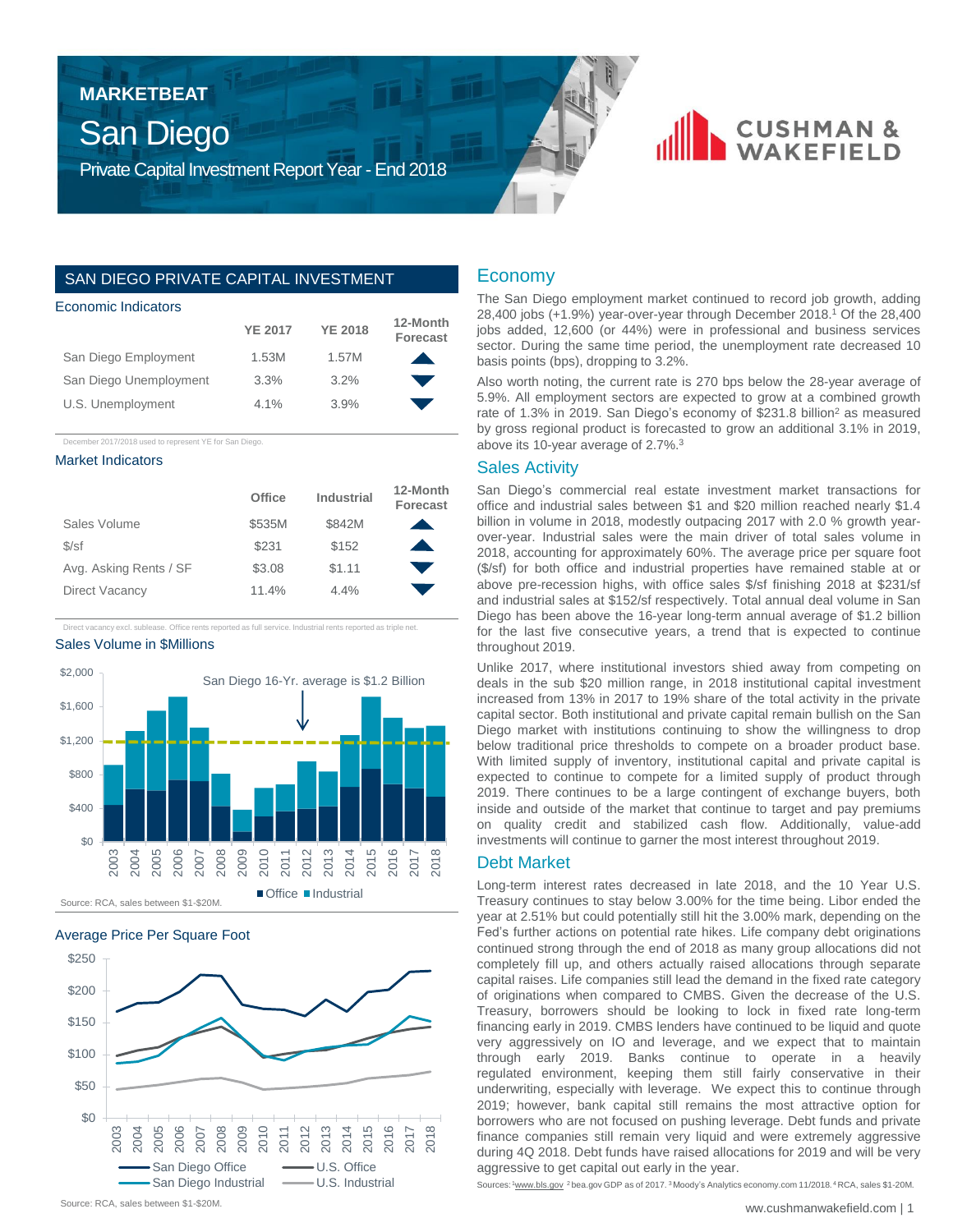# MARKETBEAT

# San Diego

## Private Capital Investment Report Year - End 2018

## SAN DIEGO PRIVATE CAPITAL INVESTMENT

### Economic Indicators

| | YE 2017 | YE 2018 | 12-Month Forecast |
|---|---|---|---|
| San Diego Employment | 1.53M | 1.57M | ▲ |
| San Diego Unemployment | 3.3% | 3.2% | ▼ |
| U.S. Unemployment | 4.1% | 3.9% | ▼ |

December 2017/2018 used to represent YE for San Diego.

### Market Indicators

| | Office | Industrial | 12-Month Forecast |
|---|---|---|---|
| Sales Volume | $535M | $842M | ▲ |
| $/sf | $231 | $152 | ▲ |
| Avg. Asking Rents / SF | $3.08 | $1.11 | ▼ |
| Direct Vacancy | 11.4% | 4.4% | ▼ |

Direct vacancy excl. sublease. Office rents reported as full service. Industrial rents reported as triple net.

### Sales Volume in $Millions

San Diego 16-Yr. average is $1.2 Billion

Source: RCA, sales between $1-$20M.

### Average Price Per Square Foot

Source: RCA, sales between $1-$20M.

## Economy

The San Diego employment market continued to record job growth, adding 28,400 jobs (+1.9%) year-over-year through December 2018.[1] Of the 28,400 jobs added, 12,600 (or 44%) were in professional and business services sector. During the same time period, the unemployment rate decreased 10 basis points (bps), dropping to 3.2%.

Also worth noting, the current rate is 270 bps below the 28-year average of 5.9%. All employment sectors are expected to grow at a combined growth rate of 1.3% in 2019. San Diego's economy of $231.8 billion[2] as measured by gross regional product is forecasted to grow an additional 3.1% in 2019, above its 10-year average of 2.7%.[3]

## Sales Activity

San Diego's commercial real estate investment market transactions for office and industrial sales between $1 and $20 million reached nearly $1.4 billion in volume in 2018, modestly outpacing 2017 with 2.0 % growth year-over-year. Industrial sales were the main driver of total sales volume in 2018, accounting for approximately 60%. The average price per square foot ($/sf) for both office and industrial properties have remained stable at or above pre-recession highs, with office sales $/sf finishing 2018 at $231/sf and industrial sales at $152/sf respectively. Total annual deal volume in San Diego has been above the 16-year long-term annual average of $1.2 billion for the last five consecutive years, a trend that is expected to continue throughout 2019.

Unlike 2017, where institutional investors shied away from competing on deals in the sub $20 million range, in 2018 institutional capital investment increased from 13% in 2017 to 19% share of the total activity in the private capital sector. Both institutional and private capital remain bullish on the San Diego market with institutions continuing to show the willingness to drop below traditional price thresholds to compete on a broader product base. With limited supply of inventory, institutional capital and private capital is expected to continue to compete for a limited supply of product through 2019. There continues to be a large contingent of exchange buyers, both inside and outside of the market that continue to target and pay premiums on quality credit and stabilized cash flow. Additionally, value-add investments will continue to garner the most interest throughout 2019.

## Debt Market

Long-term interest rates decreased in late 2018, and the 10 Year U.S. Treasury continues to stay below 3.00% for the time being. Libor ended the year at 2.51% but could potentially still hit the 3.00% mark, depending on the Fed's further actions on potential rate hikes. Life company debt originations continued strong through the end of 2018 as many group allocations did not completely fill up, and others actually raised allocations through separate capital raises. Life companies still lead the demand in the fixed rate category of originations when compared to CMBS. Given the decrease of the U.S. Treasury, borrowers should be looking to lock in fixed rate long-term financing early in 2019. CMBS lenders have continued to be liquid and quote very aggressively on IO and leverage, and we expect that to maintain through early 2019. Banks continue to operate in a heavily regulated environment, keeping them still fairly conservative in their underwriting, especially with leverage. We expect this to continue through 2019; however, bank capital still remains the most attractive option for borrowers who are not focused on pushing leverage. Debt funds and private finance companies still remain very liquid and were extremely aggressive during 4Q 2018. Debt funds have raised allocations for 2019 and will be very aggressive to get capital out early in the year.

Sources: [1]www.bls.gov [2]bea.gov GDP as of 2017. [3]Moody's Analytics economy.com 11/2018. [4]RCA, sales $1-20M.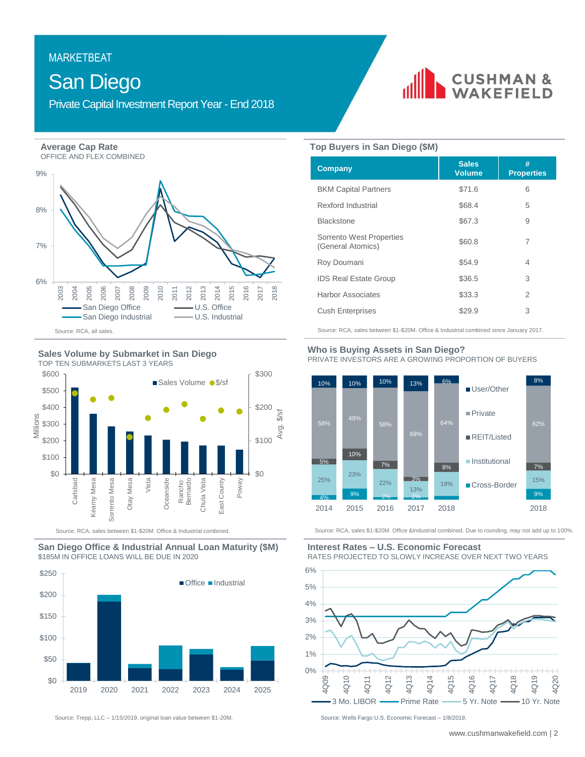MARKETBEAT

# San Diego

Private Capital Investment Report Year - End 2018

## Average Cap Rate

OFFICE AND FLEX COMBINED

Source: RCA, all sales.

## Top Buyers in San Diego ($M)

| Company | Sales Volume | # Properties |
|---|---|---|
| BKM Capital Partners | $71.6 | 6 |
| Rexford Industrial | $68.4 | 5 |
| Blackstone | $67.3 | 9 |
| Sorrento West Properties (General Atomics) | $60.8 | 7 |
| Roy Doumani | $54.9 | 4 |
| IDS Real Estate Group | $36.5 | 3 |
| Harbor Associates | $33.3 | 2 |
| Cush Enterprises | $29.9 | 3 |

Source: RCA, sales between $1-$20M. Office & Industrial combined since January 2017.

## Sales Volume by Submarket in San Diego

TOP TEN SUBMARKETS LAST 3 YEARS

Source: RCA, sales between $1-$20M. Office & Industrial combined.

## Who is Buying Assets in San Diego?

PRIVATE INVESTORS ARE A GROWING PROPORTION OF BUYERS

| | 2014 | 2015 | 2016 | 2017 | 2018 |
|---|---|---|---|---|---|
| User/Other | 10% | 10% | 10% | 13% | 6% |
| Private | 58% | 49% | 58% | 69% | 64% |
| REIT/Listed | 5% | 10% | 7% | 3% | 8% |
| Institutional | 25% | 23% | 22% | 13% | 19% |
| Cross-Border | 4% | 9% | 2% | 2% | |

2018: User/Other 8%, Private 62%, REIT/Listed 7%, Institutional 15%, Cross-Border 9%

Source: RCA, sales $1-$20M. Office &Industrial combined. Due to rounding, may not add up to 100%.

## San Diego Office & Industrial Annual Loan Maturity ($M)

$185M IN OFFICE LOANS WILL BE DUE IN 2020

Source: Trepp, LLC – 1/15/2019, original loan value between $1-20M.

## Interest Rates – U.S. Economic Forecast

RATES PROJECTED TO SLOWLY INCREASE OVER NEXT TWO YEARS

Source: Wells Fargo U.S. Economic Forecast – 1/8/2019.

www.cushmanwakefield.com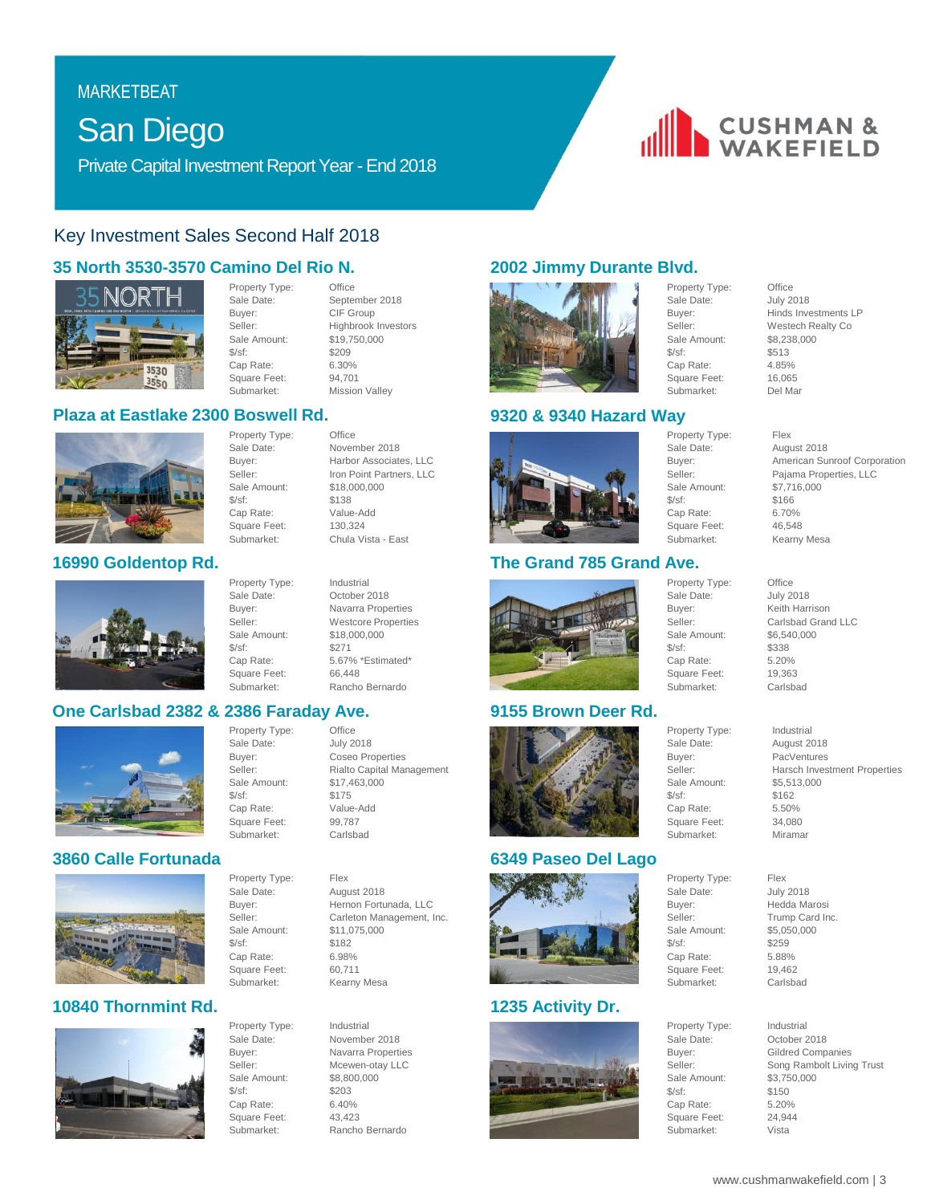MARKETBEAT

# San Diego

Private Capital Investment Report Year - End 2018

## Key Investment Sales Second Half 2018

### 35 North 3530-3570 Camino Del Rio N.

| | |
|---|---|
| Property Type: | Office |
| Sale Date: | September 2018 |
| Buyer: | CIF Group |
| Seller: | Highbrook Investors |
| Sale Amount: | $19,750,000 |
| $/sf: | $209 |
| Cap Rate: | 6.30% |
| Square Feet: | 94,701 |
| Submarket: | Mission Valley |

### Plaza at Eastlake 2300 Boswell Rd.

| | |
|---|---|
| Property Type: | Office |
| Sale Date: | November 2018 |
| Buyer: | Harbor Associates, LLC |
| Seller: | Iron Point Partners, LLC |
| Sale Amount: | $18,000,000 |
| $/sf: | $138 |
| Cap Rate: | Value-Add |
| Square Feet: | 130,324 |
| Submarket: | Chula Vista - East |

### 16990 Goldentop Rd.

| | |
|---|---|
| Property Type: | Industrial |
| Sale Date: | October 2018 |
| Buyer: | Navarra Properties |
| Seller: | Westcore Properties |
| Sale Amount: | $18,000,000 |
| $/sf: | $271 |
| Cap Rate: | 5.67% *Estimated* |
| Square Feet: | 66,448 |
| Submarket: | Rancho Bernardo |

### One Carlsbad 2382 & 2386 Faraday Ave.

| | |
|---|---|
| Property Type: | Office |
| Sale Date: | July 2018 |
| Buyer: | Coseo Properties |
| Seller: | Rialto Capital Management |
| Sale Amount: | $17,463,000 |
| $/sf: | $175 |
| Cap Rate: | Value-Add |
| Square Feet: | 99,787 |
| Submarket: | Carlsbad |

### 3860 Calle Fortunada

| | |
|---|---|
| Property Type: | Flex |
| Sale Date: | August 2018 |
| Buyer: | Hernon Fortunada, LLC |
| Seller: | Carleton Management, Inc. |
| Sale Amount: | $11,075,000 |
| $/sf: | $182 |
| Cap Rate: | 6.98% |
| Square Feet: | 60,711 |
| Submarket: | Kearny Mesa |

### 10840 Thornmint Rd.

| | |
|---|---|
| Property Type: | Industrial |
| Sale Date: | November 2018 |
| Buyer: | Navarra Properties |
| Seller: | Mcewen-otay LLC |
| Sale Amount: | $8,800,000 |
| $/sf: | $203 |
| Cap Rate: | 6.40% |
| Square Feet: | 43,423 |
| Submarket: | Rancho Bernardo |

### 2002 Jimmy Durante Blvd.

| | |
|---|---|
| Property Type: | Office |
| Sale Date: | July 2018 |
| Buyer: | Hinds Investments LP |
| Seller: | Westech Realty Co |
| Sale Amount: | $8,238,000 |
| $/sf: | $513 |
| Cap Rate: | 4.85% |
| Square Feet: | 16,065 |
| Submarket: | Del Mar |

### 9320 & 9340 Hazard Way

| | |
|---|---|
| Property Type: | Flex |
| Sale Date: | August 2018 |
| Buyer: | American Sunroof Corporation |
| Seller: | Pajama Properties, LLC |
| Sale Amount: | $7,716,000 |
| $/sf: | $166 |
| Cap Rate: | 6.70% |
| Square Feet: | 46,548 |
| Submarket: | Kearny Mesa |

### The Grand 785 Grand Ave.

| | |
|---|---|
| Property Type: | Office |
| Sale Date: | July 2018 |
| Buyer: | Keith Harrison |
| Seller: | Carlsbad Grand LLC |
| Sale Amount: | $6,540,000 |
| $/sf: | $338 |
| Cap Rate: | 5.20% |
| Square Feet: | 19,363 |
| Submarket: | Carlsbad |

### 9155 Brown Deer Rd.

| | |
|---|---|
| Property Type: | Industrial |
| Sale Date: | August 2018 |
| Buyer: | PacVentures |
| Seller: | Harsch Investment Properties |
| Sale Amount: | $5,513,000 |
| $/sf: | $162 |
| Cap Rate: | 5.50% |
| Square Feet: | 34,080 |
| Submarket: | Miramar |

### 6349 Paseo Del Lago

| | |
|---|---|
| Property Type: | Flex |
| Sale Date: | July 2018 |
| Buyer: | Hedda Marosi |
| Seller: | Trump Card Inc. |
| Sale Amount: | $5,050,000 |
| $/sf: | $259 |
| Cap Rate: | 5.88% |
| Square Feet: | 19,462 |
| Submarket: | Carlsbad |

### 1235 Activity Dr.

| | |
|---|---|
| Property Type: | Industrial |
| Sale Date: | October 2018 |
| Buyer: | Gildred Companies |
| Seller: | Song Rambolt Living Trust |
| Sale Amount: | $3,750,000 |
| $/sf: | $150 |
| Cap Rate: | 5.20% |
| Square Feet: | 24,944 |
| Submarket: | Vista |

www.cushmanwakefield.com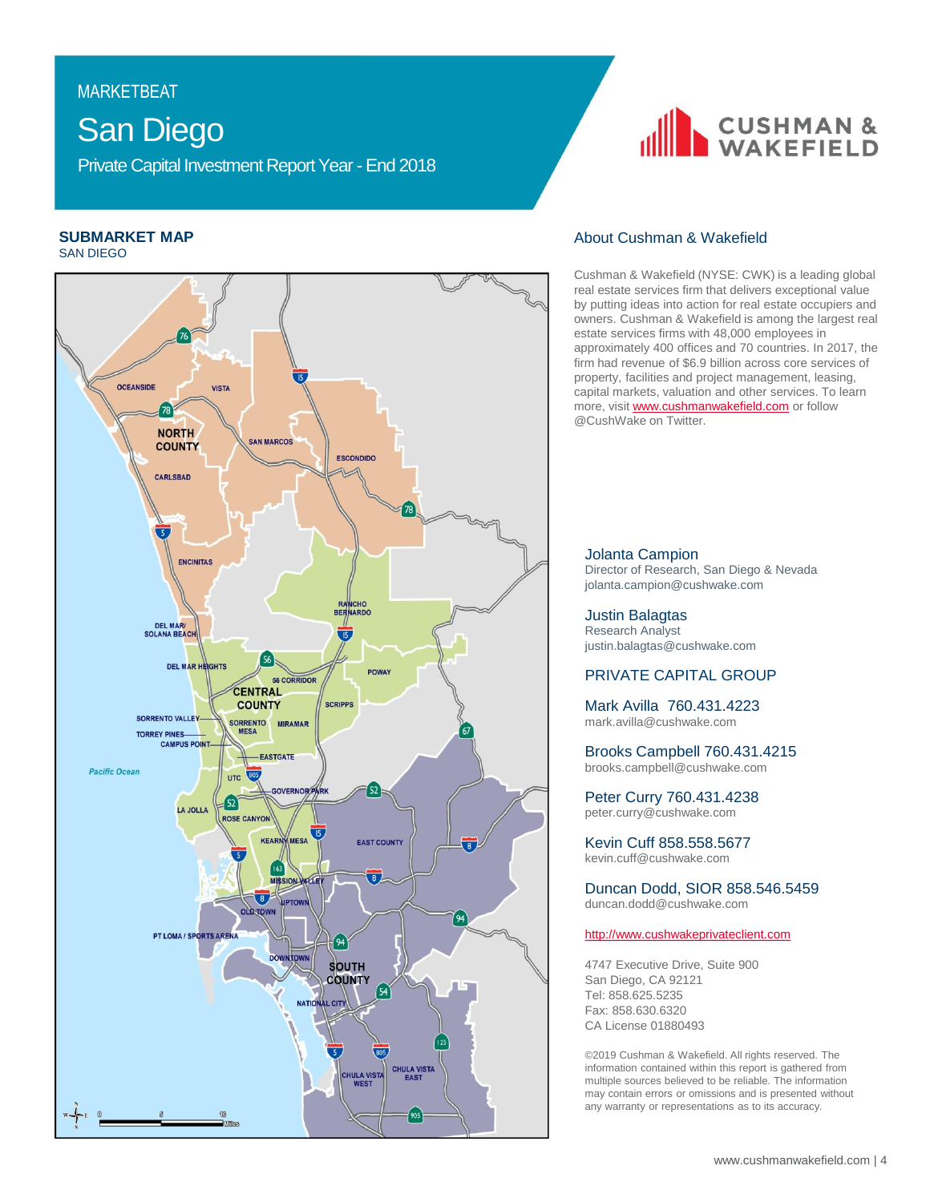MARKETBEAT

# San Diego

Private Capital Investment Report Year - End 2018

CUSHMAN & WAKEFIELD

## SUBMARKET MAP

SAN DIEGO

NORTH COUNTY
OCEANSIDE
VISTA
SAN MARCOS
ESCONDIDO
CARLSBAD
ENCINITAS
DEL MAR/ SOLANA BEACH
RANCHO BERNARDO
DEL MAR HEIGHTS
56 CORRIDOR
POWAY
CENTRAL COUNTY
SCRIPPS
SORRENTO VALLEY
SORRENTO MESA
MIRAMAR
TORREY PINES
CAMPUS POINT
EASTGATE
Pacific Ocean
UTC
GOVERNOR PARK
LA JOLLA
ROSE CANYON
KEARNY MESA
EAST COUNTY
MISSION VALLEY
UPTOWN
OLD TOWN
PT LOMA / SPORTS ARENA
DOWNTOWN
SOUTH COUNTY
NATIONAL CITY
CHULA VISTA WEST
CHULA VISTA EAST
0 5 10 Miles

## About Cushman & Wakefield

Cushman & Wakefield (NYSE: CWK) is a leading global real estate services firm that delivers exceptional value by putting ideas into action for real estate occupiers and owners. Cushman & Wakefield is among the largest real estate services firms with 48,000 employees in approximately 400 offices and 70 countries. In 2017, the firm had revenue of $6.9 billion across core services of property, facilities and project management, leasing, capital markets, valuation and other services. To learn more, visit www.cushmanwakefield.com or follow @CushWake on Twitter.

Jolanta Campion
Director of Research, San Diego & Nevada
jolanta.campion@cushwake.com

Justin Balagtas
Research Analyst
justin.balagtas@cushwake.com

PRIVATE CAPITAL GROUP

Mark Avilla 760.431.4223
mark.avilla@cushwake.com

Brooks Campbell 760.431.4215
brooks.campbell@cushwake.com

Peter Curry 760.431.4238
peter.curry@cushwake.com

Kevin Cuff 858.558.5677
kevin.cuff@cushwake.com

Duncan Dodd, SIOR 858.546.5459
duncan.dodd@cushwake.com

http://www.cushwakeprivateclient.com

4747 Executive Drive, Suite 900
San Diego, CA 92121
Tel: 858.625.5235
Fax: 858.630.6320
CA License 01880493

©2019 Cushman & Wakefield. All rights reserved. The information contained within this report is gathered from multiple sources believed to be reliable. The information may contain errors or omissions and is presented without any warranty or representations as to its accuracy.